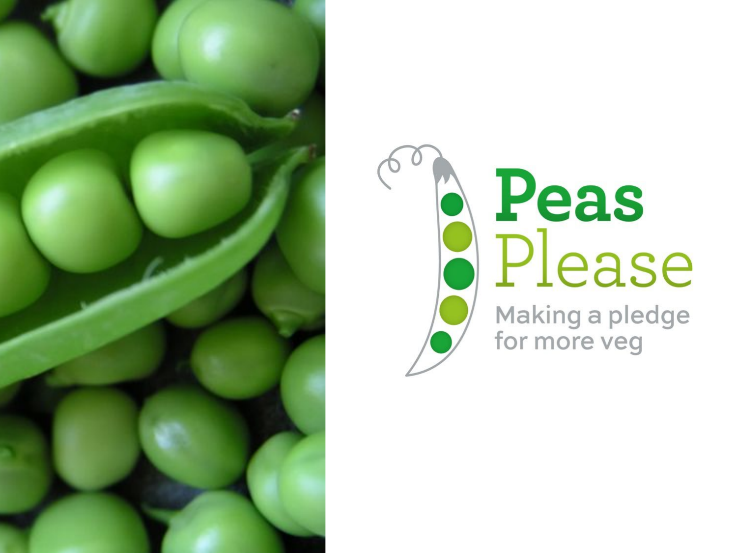# Peas Please

Making a pledge for more veg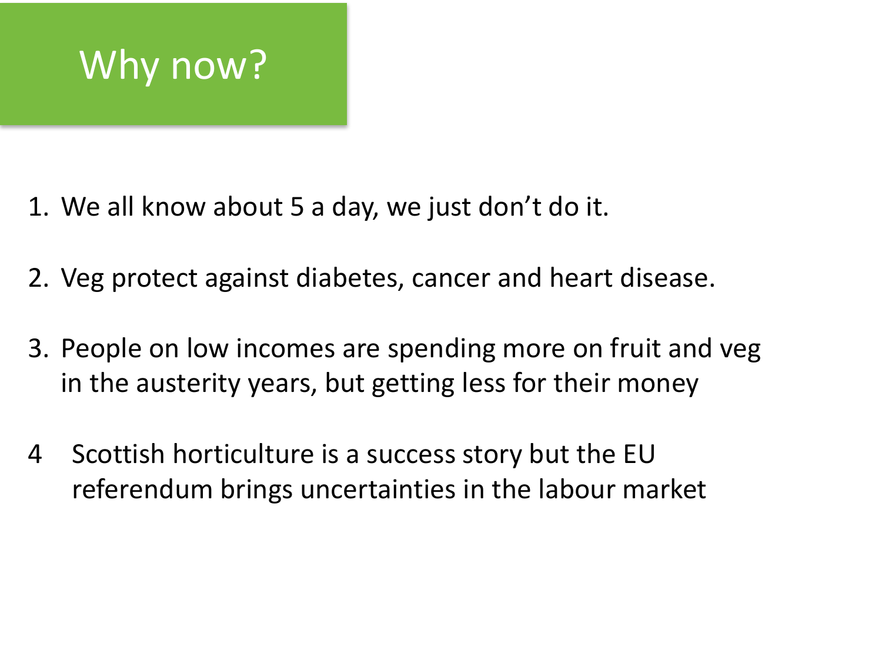# Why now?

1. We all know about 5 a day, we just don’t do it.

2. Veg protect against diabetes, cancer and heart disease.

3. People on low incomes are spending more on fruit and veg in the austerity years, but getting less for their money

4 Scottish horticulture is a success story but the EU referendum brings uncertainties in the labour market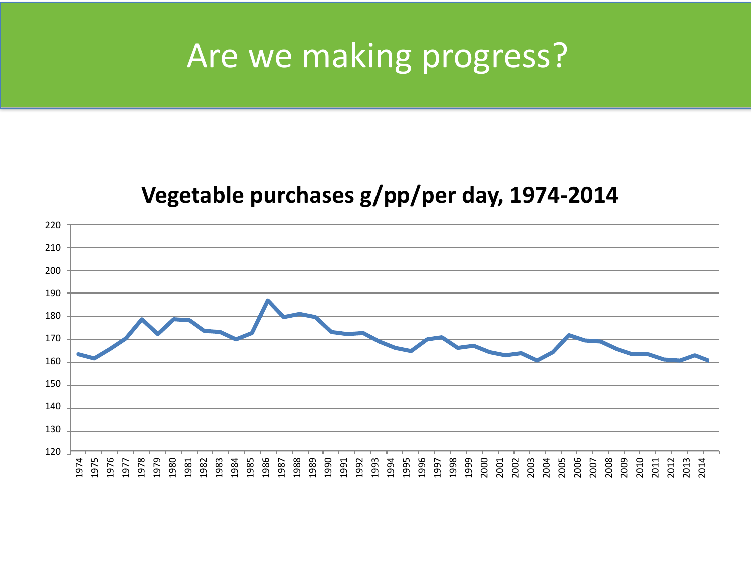# Are we making progress?

**Vegetable purchases g/pp/per day, 1974-2014**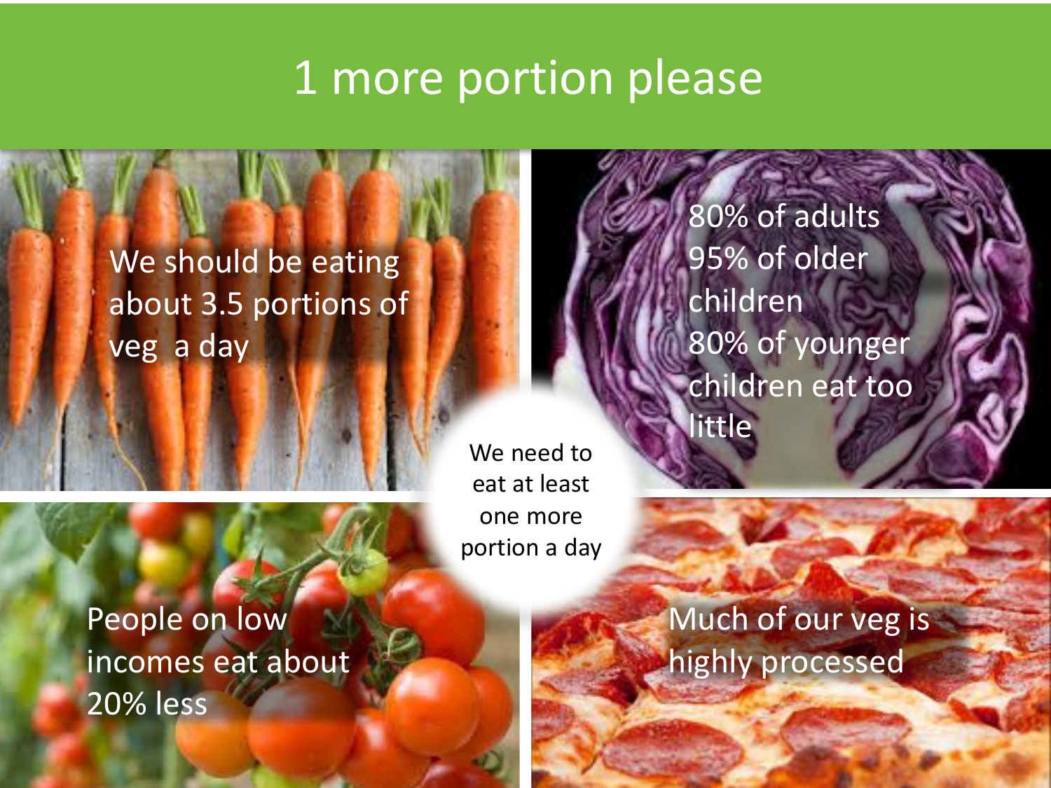# 1 more portion please

We should be eating about 3.5 portions of veg a day

80% of adults
95% of older children
80% of younger children eat too little

We need to eat at least one more portion a day

People on low incomes eat about 20% less

Much of our veg is highly processed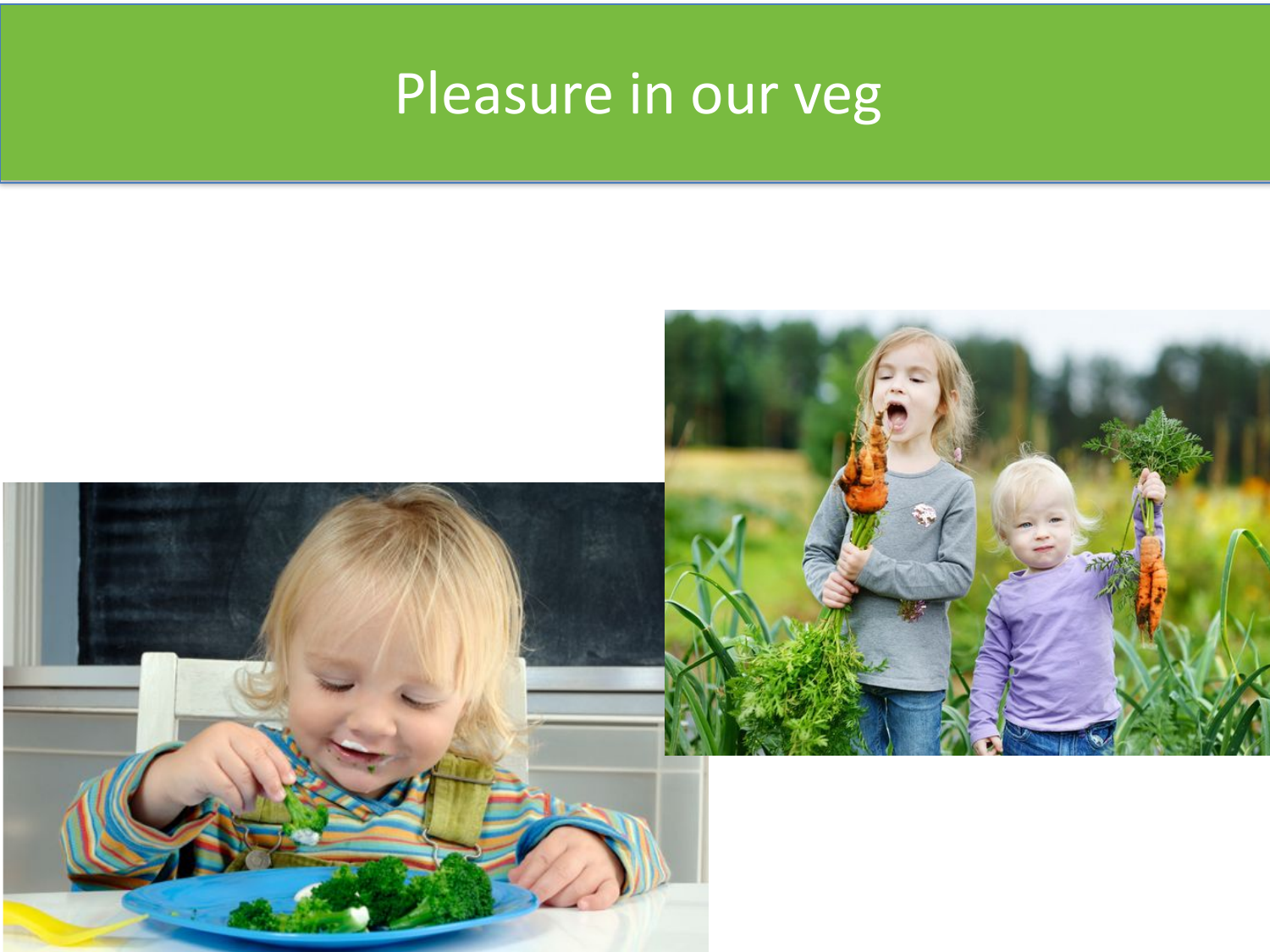# Pleasure in our veg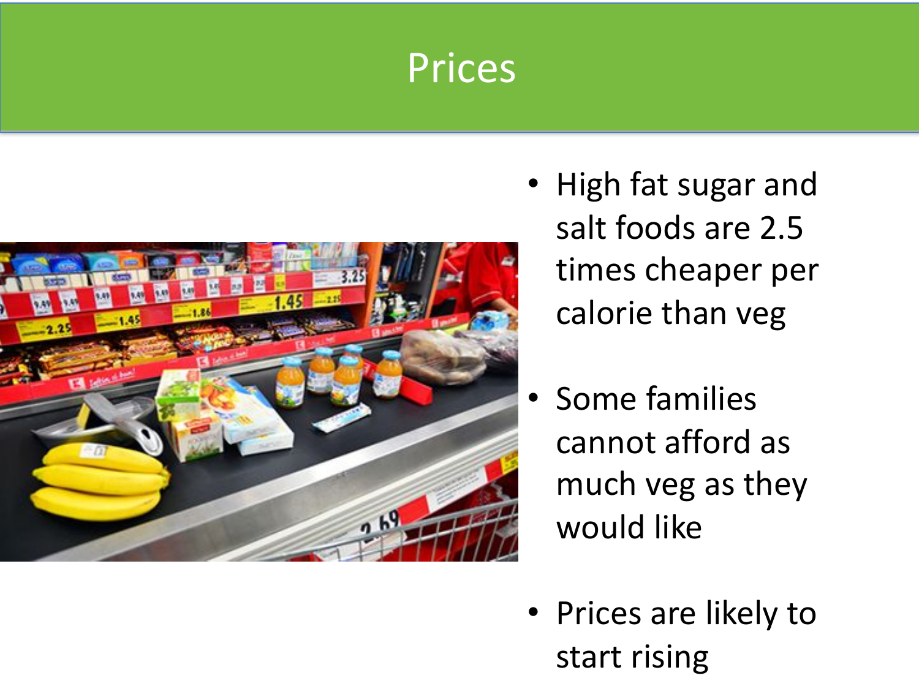# Prices

- High fat sugar and salt foods are 2.5 times cheaper per calorie than veg
- Some families cannot afford as much veg as they would like
- Prices are likely to start rising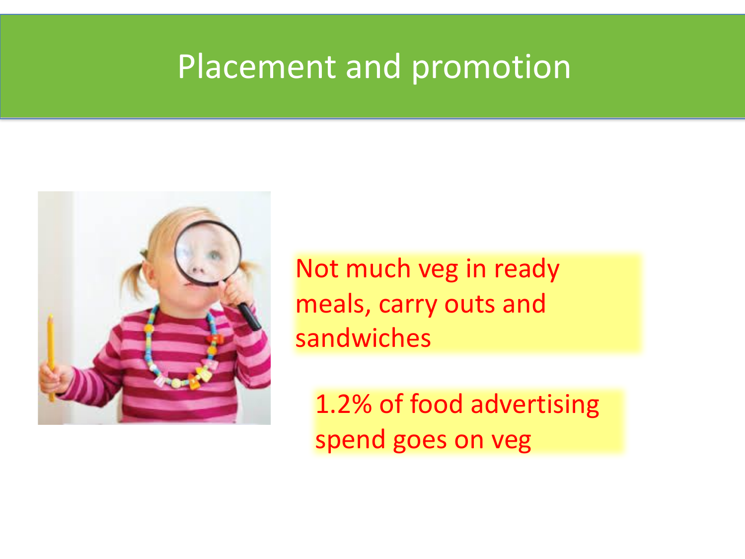# Placement and promotion

Not much veg in ready meals, carry outs and sandwiches

1.2% of food advertising spend goes on veg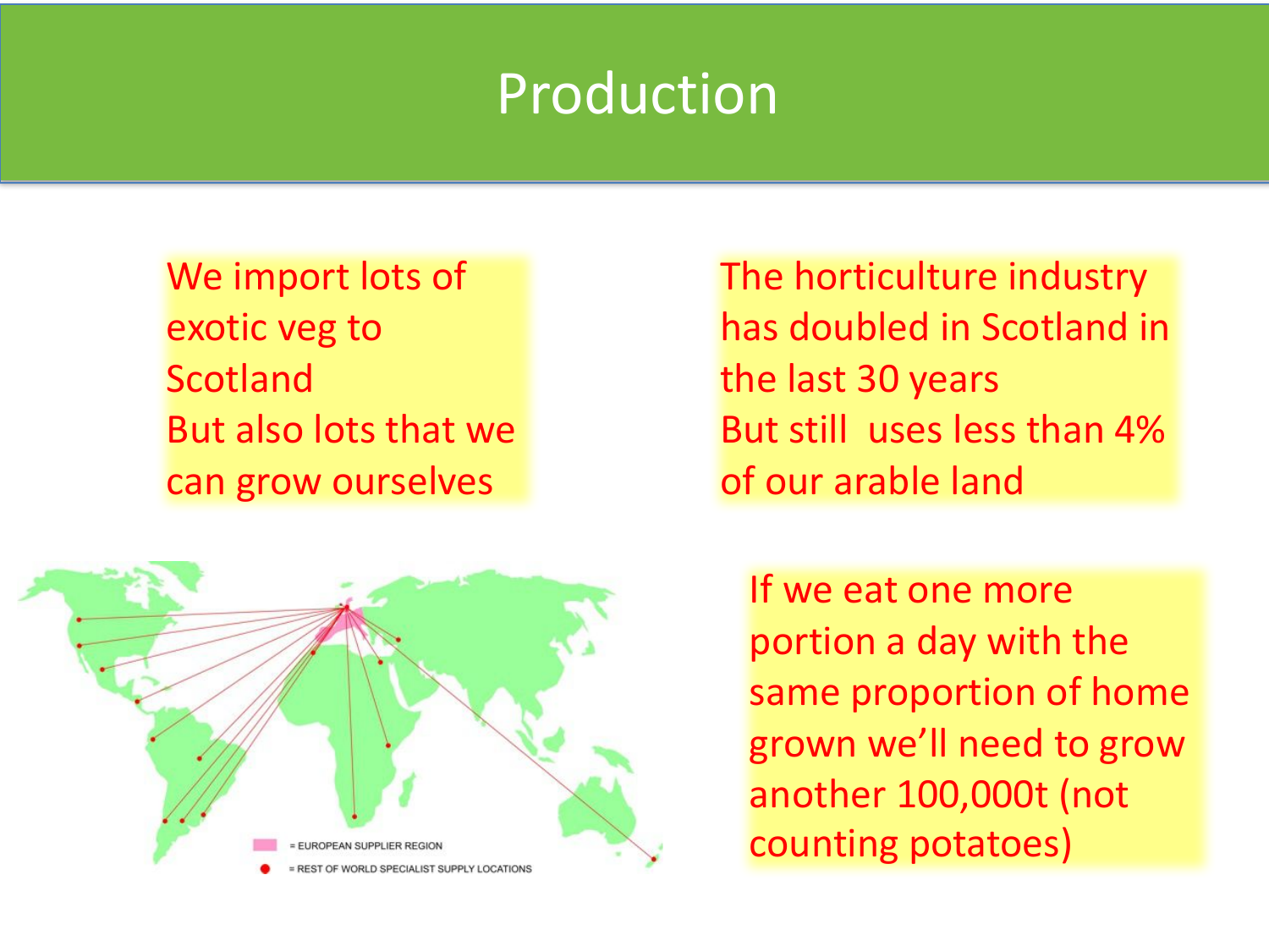# Production

We import lots of exotic veg to Scotland
But also lots that we can grow ourselves

The horticulture industry has doubled in Scotland in the last 30 years
But still uses less than 4% of our arable land

If we eat one more portion a day with the same proportion of home grown we'll need to grow another 100,000t (not counting potatoes)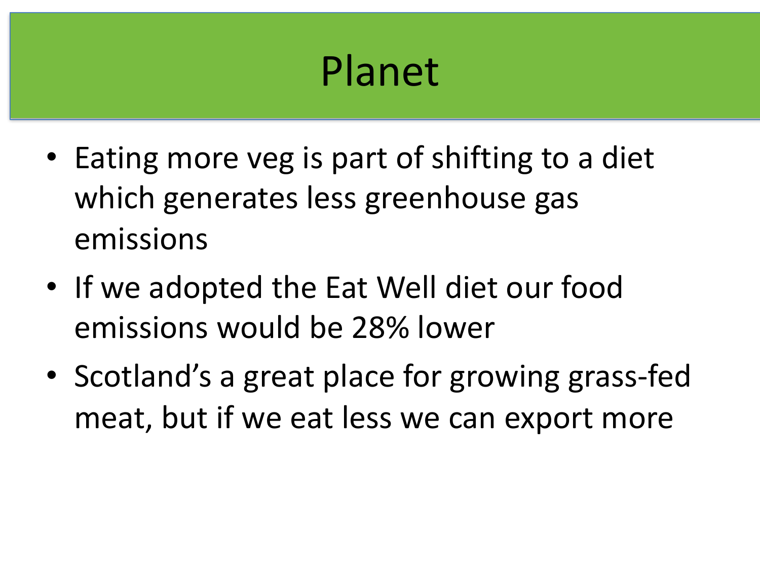# Planet

- Eating more veg is part of shifting to a diet which generates less greenhouse gas emissions
- If we adopted the Eat Well diet our food emissions would be 28% lower
- Scotland's a great place for growing grass-fed meat, but if we eat less we can export more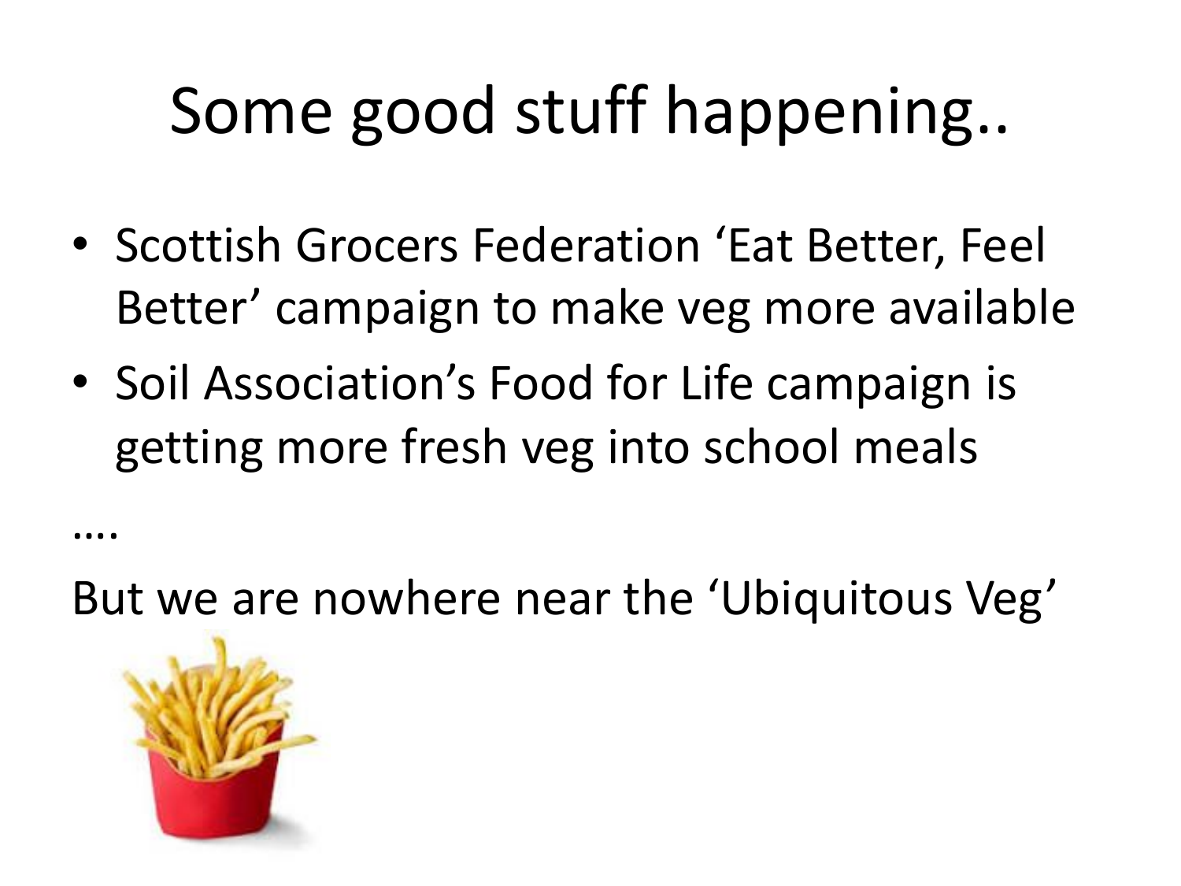# Some good stuff happening..

- Scottish Grocers Federation 'Eat Better, Feel Better' campaign to make veg more available
- Soil Association's Food for Life campaign is getting more fresh veg into school meals

....

But we are nowhere near the 'Ubiquitous Veg'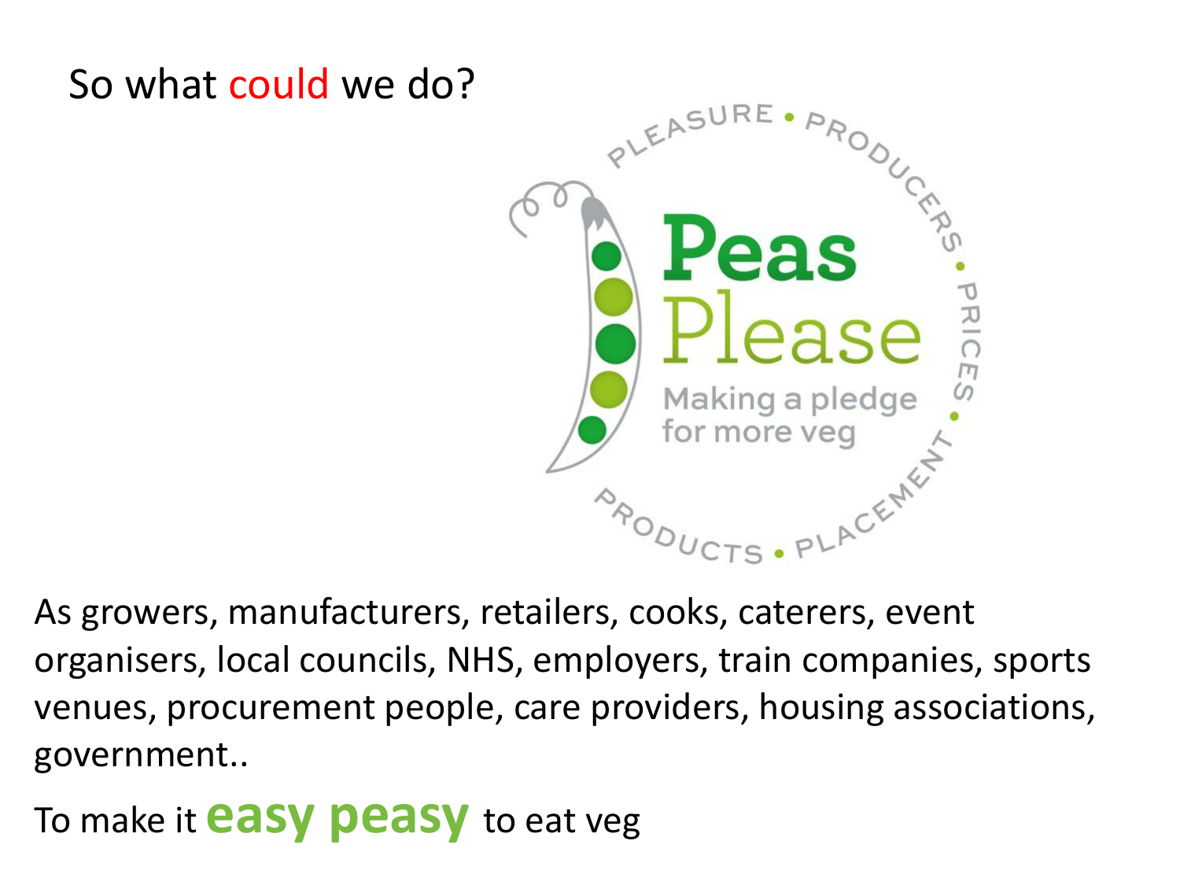# So what could we do?

Peas Please

Making a pledge for more veg

PLEASURE • PRODUCERS • PRICES • PLACEMENT • PRODUCTS

As growers, manufacturers, retailers, cooks, caterers, event organisers, local councils, NHS, employers, train companies, sports venues, procurement people, care providers, housing associations, government..

To make it **easy peasy** to eat veg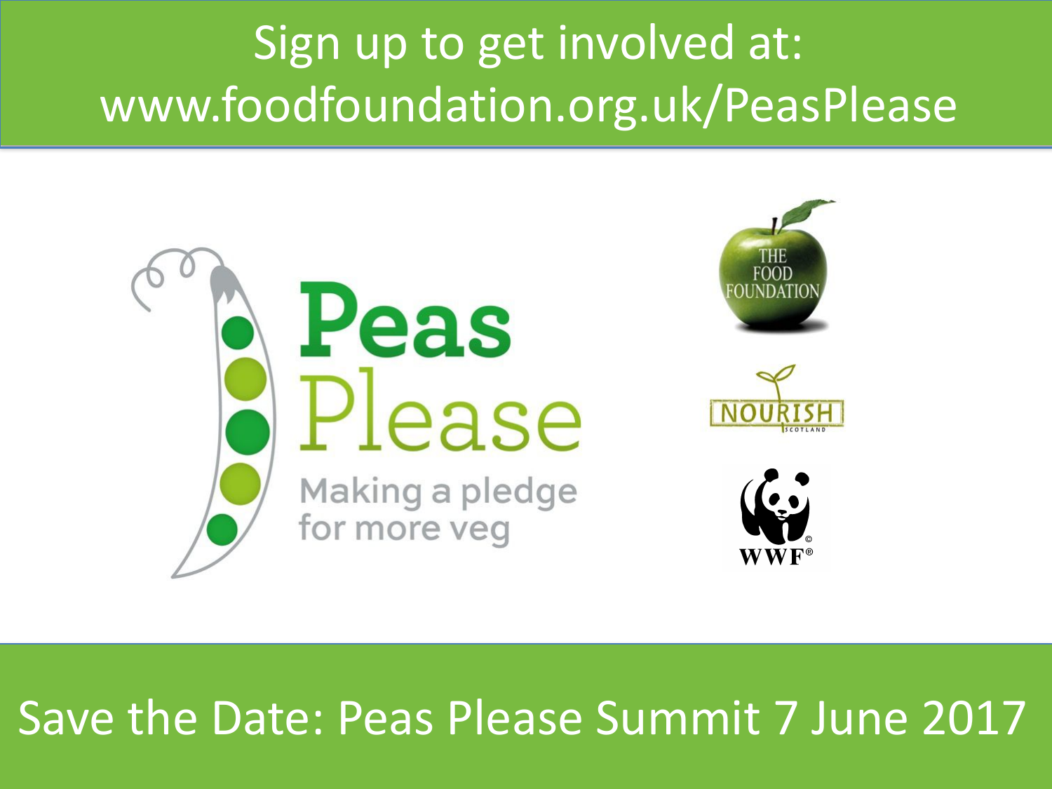Sign up to get involved at:
www.foodfoundation.org.uk/PeasPlease

Peas Please

Making a pledge for more veg

THE FOOD FOUNDATION

NOURISH SCOTLAND

WWF

Save the Date: Peas Please Summit 7 June 2017